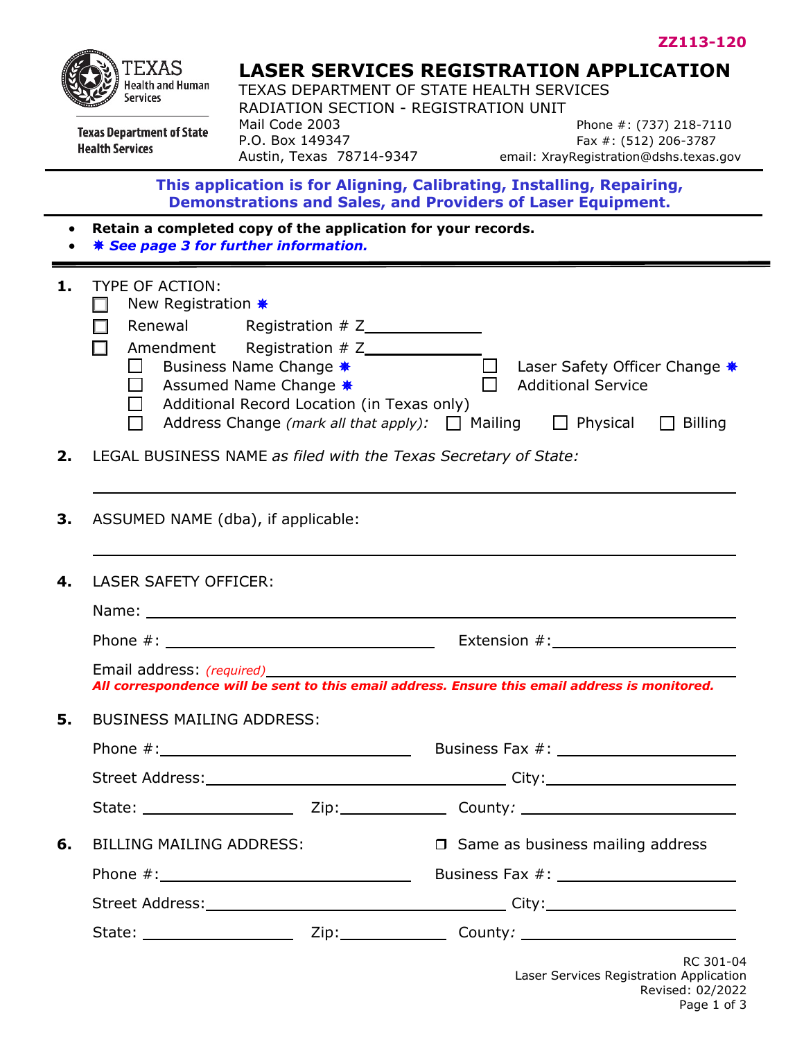ZZ113-120

# LASER SERVICES REGISTRATION APPLICATION

TEXAS DEPARTMENT OF STATE HEALTH SERVICES
RADIATION SECTION - REGISTRATION UNIT
Mail Code 2003
P.O. Box 149347
Austin, Texas 78714-9347

Phone #: (737) 218-7110
Fax #: (512) 206-3787
email: XrayRegistration@dshs.texas.gov

Texas Health and Human Services
Texas Department of State Health Services

**This application is for Aligning, Calibrating, Installing, Repairing, Demonstrations and Sales, and Providers of Laser Equipment.**

- **Retain a completed copy of the application for your records.**
- ***✸ See page 3 for further information.***

**1.** TYPE OF ACTION:

- ☐ New Registration ✸
- ☐ Renewal   Registration # Z____________
- ☐ Amendment   Registration # Z____________
  - ☐ Business Name Change ✸
  - ☐ Laser Safety Officer Change ✸
  - ☐ Assumed Name Change ✸
  - ☐ Additional Service
  - ☐ Additional Record Location (in Texas only)
  - ☐ Address Change *(mark all that apply)*: ☐ Mailing ☐ Physical ☐ Billing

**2.** LEGAL BUSINESS NAME *as filed with the Texas Secretary of State:*

______________________________________________

**3.** ASSUMED NAME (dba), if applicable:

______________________________________________

**4.** LASER SAFETY OFFICER:

Name: ______________________________________________

Phone #: ______________________ Extension #: ______________

Email address: *(required)* ______________________________________________

***All correspondence will be sent to this email address. Ensure this email address is monitored.***

**5.** BUSINESS MAILING ADDRESS:

Phone #: ______________________ Business Fax #: ______________

Street Address: ______________________ City: ______________

State: ____________ Zip: __________ County: ______________

**6.** BILLING MAILING ADDRESS: ☐ Same as business mailing address

Phone #: ______________________ Business Fax #: ______________

Street Address: ______________________ City: ______________

State: ____________ Zip: __________ County: ______________

RC 301-04
Laser Services Registration Application
Revised: 02/2022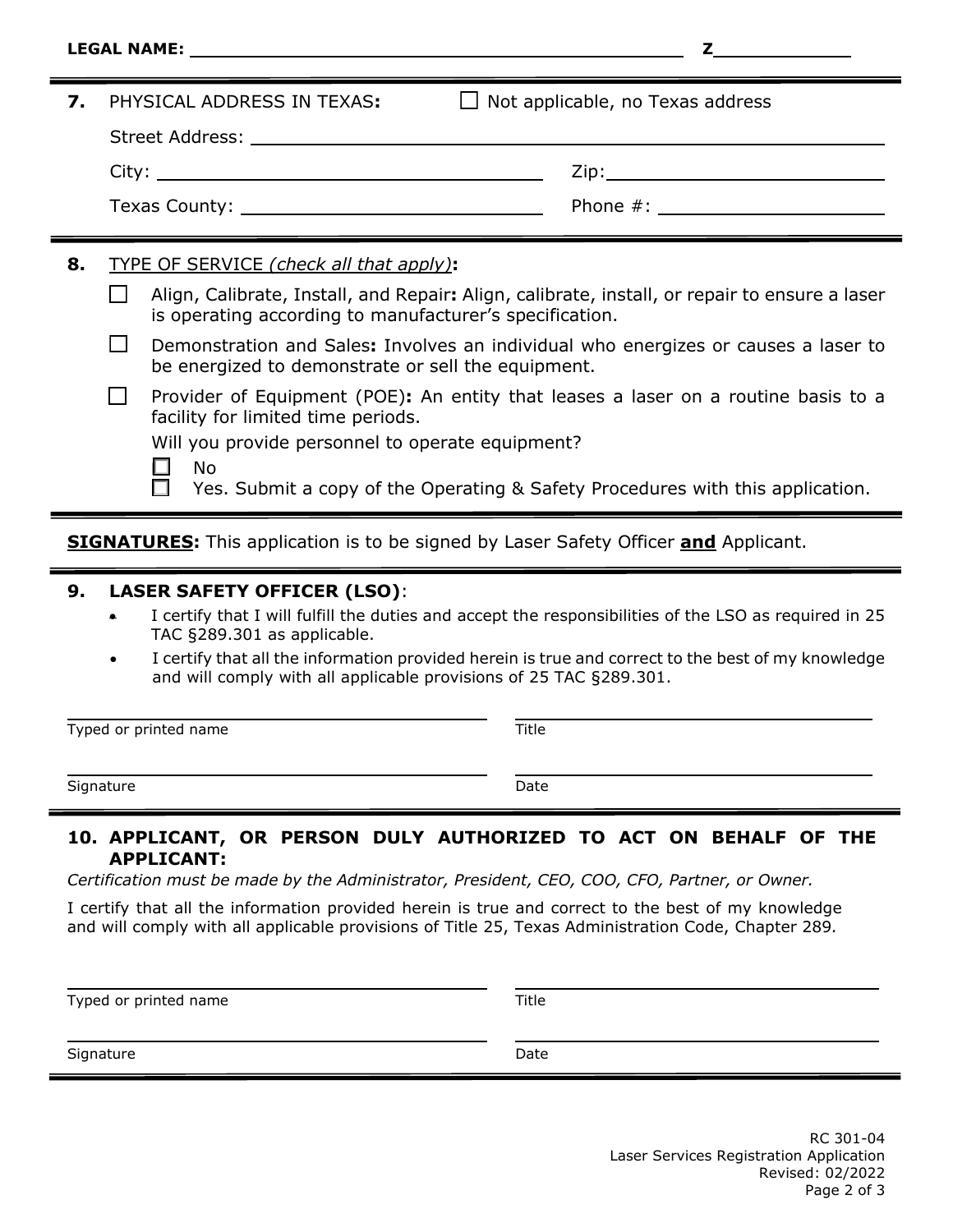**LEGAL NAME:** ______________________________ **Z**__________

**7.** PHYSICAL ADDRESS IN TEXAS**:** ☐ Not applicable, no Texas address

Street Address: ______________________________

City: ______________________ Zip: ______________________

Texas County: ______________________ Phone #: ______________________

**8.** TYPE OF SERVICE *(check all that apply)***:**

- ☐ Align, Calibrate, Install, and Repair**:** Align, calibrate, install, or repair to ensure a laser is operating according to manufacturer's specification.
- ☐ Demonstration and Sales**:** Involves an individual who energizes or causes a laser to be energized to demonstrate or sell the equipment.
- ☐ Provider of Equipment (POE)**:** An entity that leases a laser on a routine basis to a facility for limited time periods.

  Will you provide personnel to operate equipment?

  ☐ No

  ☐ Yes. Submit a copy of the Operating & Safety Procedures with this application.

**SIGNATURES:** This application is to be signed by Laser Safety Officer **and** Applicant.

**9. LASER SAFETY OFFICER (LSO)**:

- I certify that I will fulfill the duties and accept the responsibilities of the LSO as required in 25 TAC §289.301 as applicable.
- I certify that all the information provided herein is true and correct to the best of my knowledge and will comply with all applicable provisions of 25 TAC §289.301.

______________________________ ______________________________

Typed or printed name Title

______________________________ ______________________________

Signature Date

**10. APPLICANT, OR PERSON DULY AUTHORIZED TO ACT ON BEHALF OF THE APPLICANT:**

*Certification must be made by the Administrator, President, CEO, COO, CFO, Partner, or Owner.*

I certify that all the information provided herein is true and correct to the best of my knowledge and will comply with all applicable provisions of Title 25, Texas Administration Code, Chapter 289.

______________________________ ______________________________

Typed or printed name Title

______________________________ ______________________________

Signature Date

RC 301-04
Laser Services Registration Application
Revised: 02/2022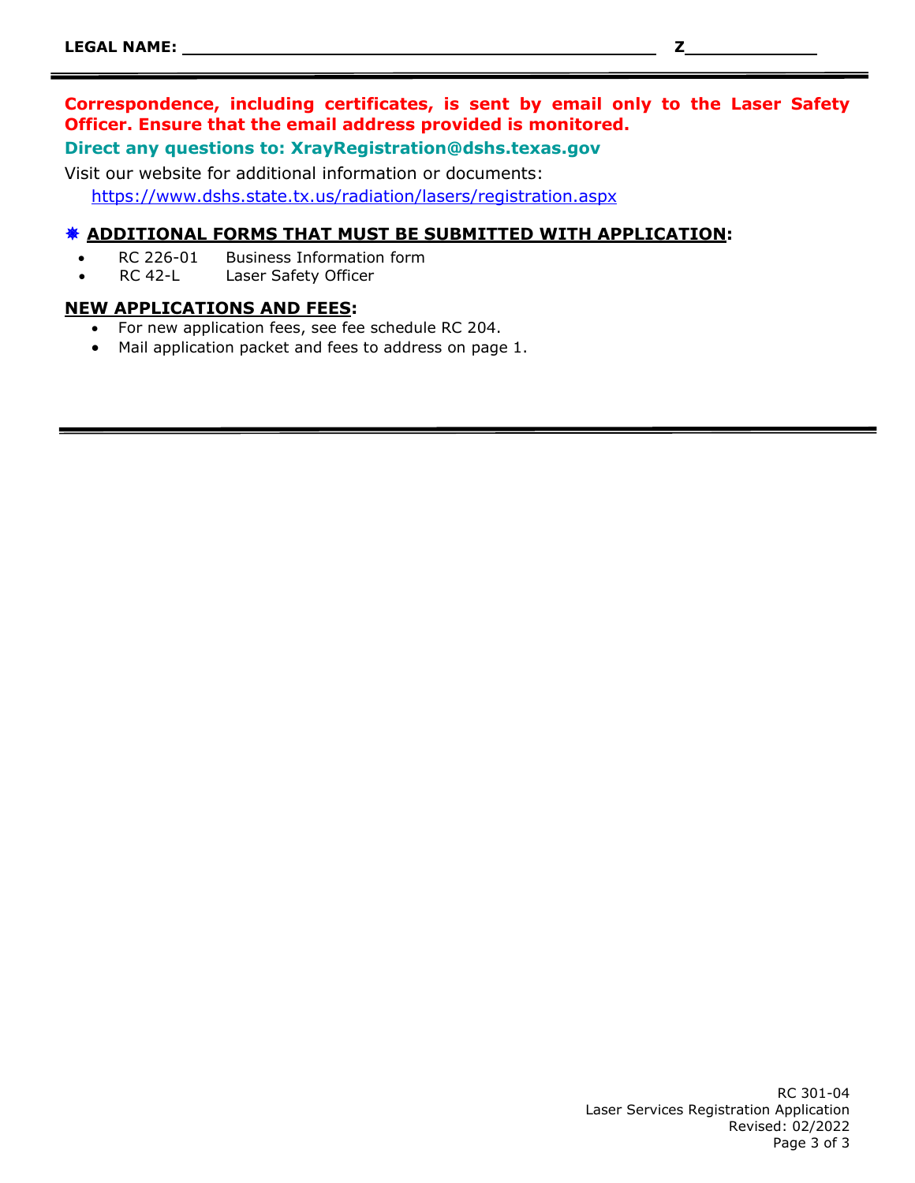**LEGAL NAME: ____________________________________________ Z___________**

**Correspondence, including certificates, is sent by email only to the Laser Safety Officer. Ensure that the email address provided is monitored.**

**Direct any questions to: XrayRegistration@dshs.texas.gov**

Visit our website for additional information or documents:
https://www.dshs.state.tx.us/radiation/lasers/registration.aspx

## ✸ ADDITIONAL FORMS THAT MUST BE SUBMITTED WITH APPLICATION:

- RC 226-01 Business Information form
- RC 42-L Laser Safety Officer

## NEW APPLICATIONS AND FEES:

- For new application fees, see fee schedule RC 204.
- Mail application packet and fees to address on page 1.

RC 301-04
Laser Services Registration Application
Revised: 02/2022